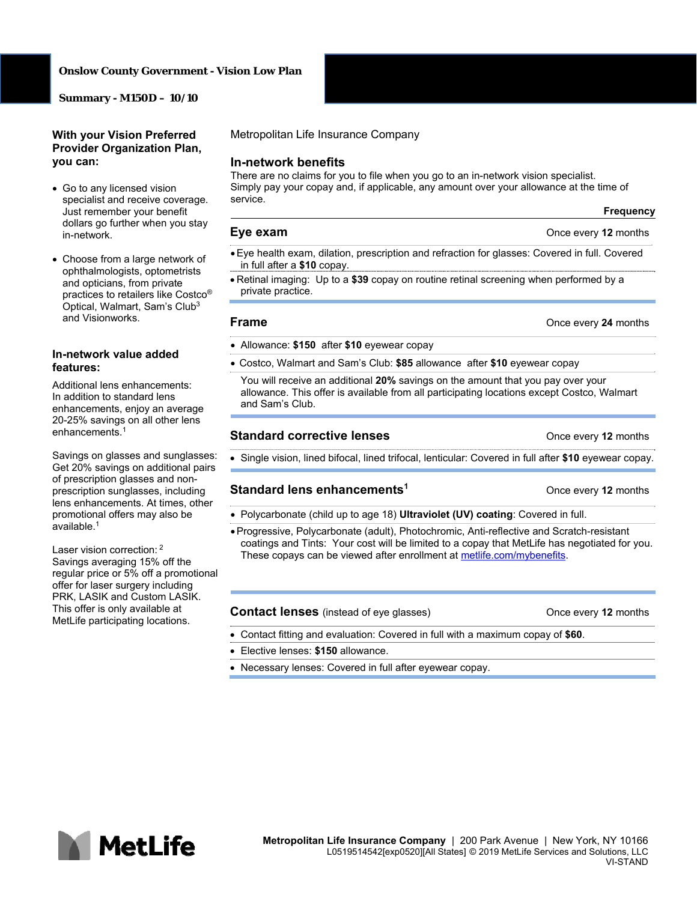# Onslow County Government - Vision Low Plan

**Summary - M150D – 10/10**

## With your Vision Preferred Provider Organization Plan, you can:

- Go to any licensed vision specialist and receive coverage. Just remember your benefit dollars go further when you stay in-network.
- Choose from a large network of ophthalmologists, optometrists and opticians, from private practices to retailers like Costco® Optical, Walmart, Sam's Club[3] and Visionworks.

## In-network value added features:

Additional lens enhancements: In addition to standard lens enhancements, enjoy an average 20-25% savings on all other lens enhancements.[1]

Savings on glasses and sunglasses: Get 20% savings on additional pairs of prescription glasses and non-prescription sunglasses, including lens enhancements. At times, other promotional offers may also be available.[1]

Laser vision correction: [2] Savings averaging 15% off the regular price or 5% off a promotional offer for laser surgery including PRK, LASIK and Custom LASIK. This offer is only available at MetLife participating locations.

Metropolitan Life Insurance Company

## In-network benefits

There are no claims for you to file when you go to an in-network vision specialist. Simply pay your copay and, if applicable, any amount over your allowance at the time of service.

| | Frequency |
|---|---|
| **Eye exam** | Once every **12** months |

- Eye health exam, dilation, prescription and refraction for glasses: Covered in full. Covered in full after a **$10** copay.
- Retinal imaging: Up to a **$39** copay on routine retinal screening when performed by a private practice.

| | |
|---|---|
| **Frame** | Once every **24** months |

- Allowance: **$150** after **$10** eyewear copay
- Costco, Walmart and Sam's Club: **$85** allowance after **$10** eyewear copay

You will receive an additional **20%** savings on the amount that you pay over your allowance. This offer is available from all participating locations except Costco, Walmart and Sam's Club.

| | |
|---|---|
| **Standard corrective lenses** | Once every **12** months |

- Single vision, lined bifocal, lined trifocal, lenticular: Covered in full after **$10** eyewear copay.

| | |
|---|---|
| **Standard lens enhancements[1]** | Once every **12** months |

- Polycarbonate (child up to age 18) **Ultraviolet (UV) coating**: Covered in full.
- Progressive, Polycarbonate (adult), Photochromic, Anti-reflective and Scratch-resistant coatings and Tints: Your cost will be limited to a copay that MetLife has negotiated for you. These copays can be viewed after enrollment at metlife.com/mybenefits.

| | |
|---|---|
| **Contact lenses** (instead of eye glasses) | Once every **12** months |

- Contact fitting and evaluation: Covered in full with a maximum copay of **$60**.
- Elective lenses: **$150** allowance.
- Necessary lenses: Covered in full after eyewear copay.

**Metropolitan Life Insurance Company** | 200 Park Avenue | New York, NY 10166
L0519514542[exp0520][All States] © 2019 MetLife Services and Solutions, LLC
VI-STAND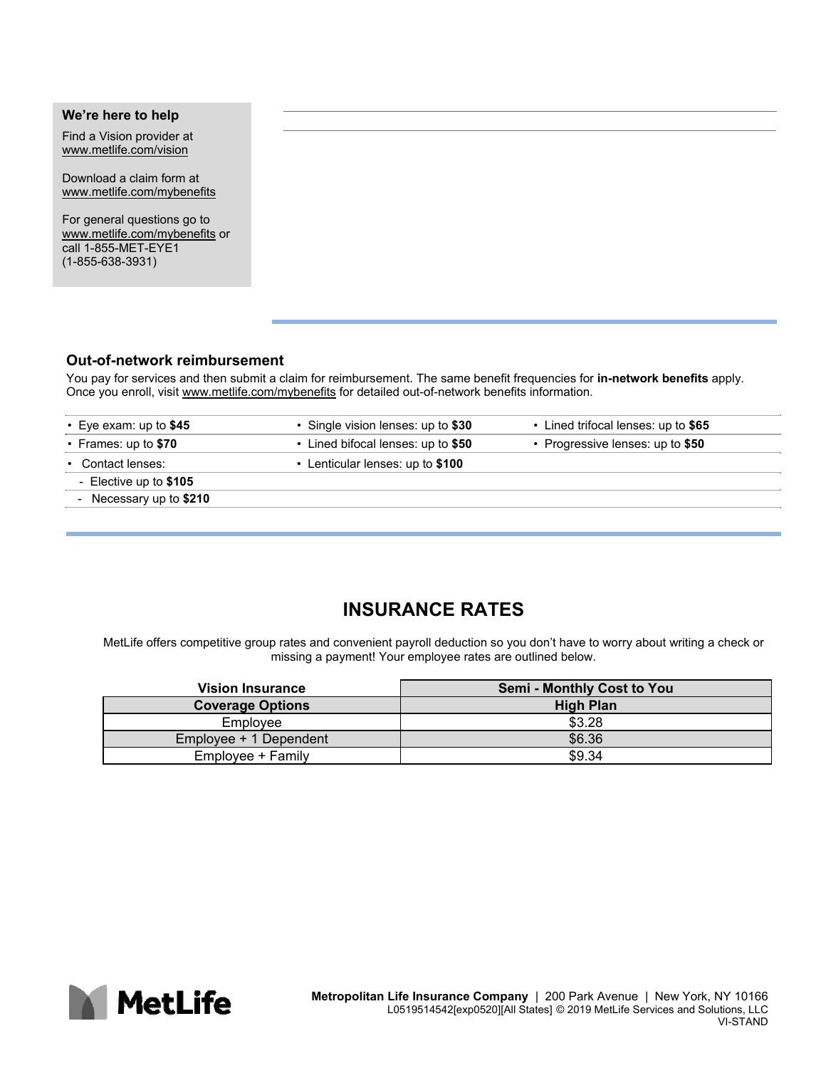**We're here to help**

Find a Vision provider at www.metlife.com/vision

Download a claim form at www.metlife.com/mybenefits

For general questions go to www.metlife.com/mybenefits or call 1-855-MET-EYE1 (1-855-638-3931)

### Out-of-network reimbursement

You pay for services and then submit a claim for reimbursement. The same benefit frequencies for **in-network benefits** apply. Once you enroll, visit www.metlife.com/mybenefits for detailed out-of-network benefits information.

- Eye exam: up to **$45**
- Frames: up to **$70**
- Contact lenses:
  - Elective up to **$105**
  - Necessary up to **$210**
- Single vision lenses: up to **$30**
- Lined bifocal lenses: up to **$50**
- Lenticular lenses: up to **$100**
- Lined trifocal lenses: up to **$65**
- Progressive lenses: up to **$50**

## INSURANCE RATES

MetLife offers competitive group rates and convenient payroll deduction so you don't have to worry about writing a check or missing a payment! Your employee rates are outlined below.

| Vision Insurance | Semi - Monthly Cost to You |
|---|---|
| **Coverage Options** | **High Plan** |
| Employee | $3.28 |
| Employee + 1 Dependent | $6.36 |
| Employee + Family | $9.34 |

**Metropolitan Life Insurance Company** | 200 Park Avenue | New York, NY 10166
L0519514542[exp0520][All States] © 2019 MetLife Services and Solutions, LLC
VI-STAND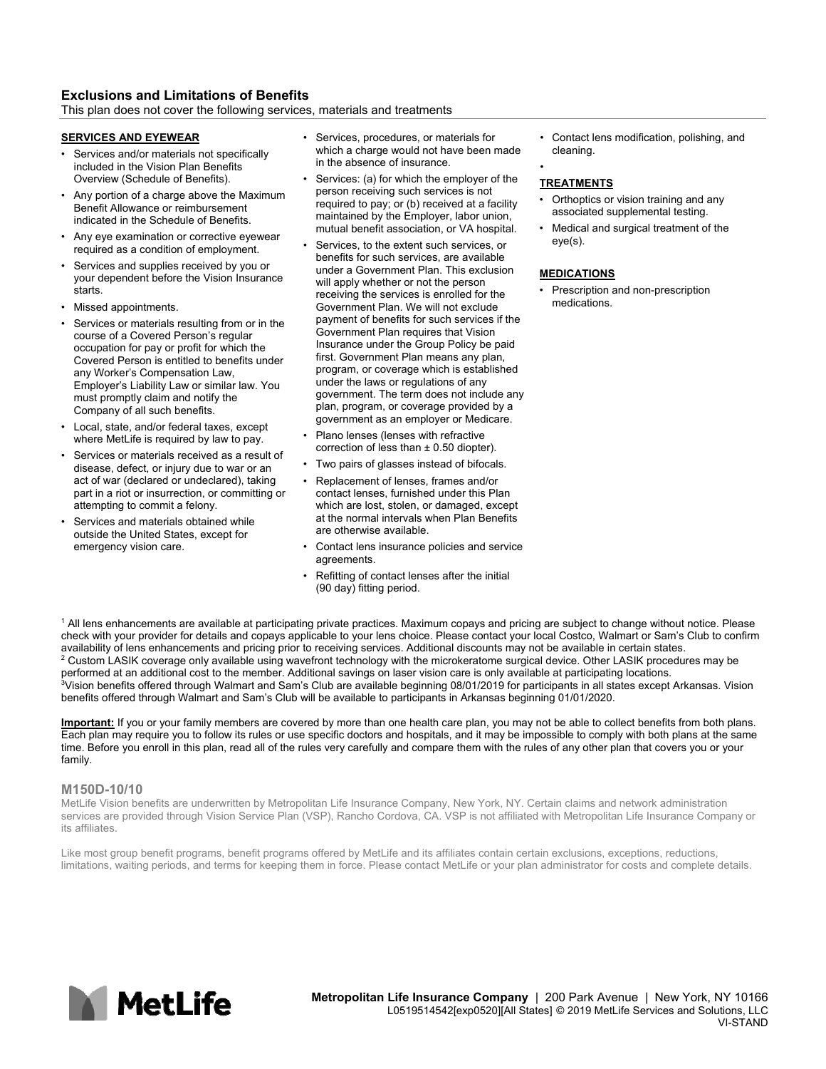## Exclusions and Limitations of Benefits

This plan does not cover the following services, materials and treatments

### SERVICES AND EYEWEAR

- Services and/or materials not specifically included in the Vision Plan Benefits Overview (Schedule of Benefits).
- Any portion of a charge above the Maximum Benefit Allowance or reimbursement indicated in the Schedule of Benefits.
- Any eye examination or corrective eyewear required as a condition of employment.
- Services and supplies received by you or your dependent before the Vision Insurance starts.
- Missed appointments.
- Services or materials resulting from or in the course of a Covered Person's regular occupation for pay or profit for which the Covered Person is entitled to benefits under any Worker's Compensation Law, Employer's Liability Law or similar law. You must promptly claim and notify the Company of all such benefits.
- Local, state, and/or federal taxes, except where MetLife is required by law to pay.
- Services or materials received as a result of disease, defect, or injury due to war or an act of war (declared or undeclared), taking part in a riot or insurrection, or committing or attempting to commit a felony.
- Services and materials obtained while outside the United States, except for emergency vision care.
- Services, procedures, or materials for which a charge would not have been made in the absence of insurance.
- Services: (a) for which the employer of the person receiving such services is not required to pay; or (b) received at a facility maintained by the Employer, labor union, mutual benefit association, or VA hospital.
- Services, to the extent such services, or benefits for such services, are available under a Government Plan. This exclusion will apply whether or not the person receiving the services is enrolled for the Government Plan. We will not exclude payment of benefits for such services if the Government Plan requires that Vision Insurance under the Group Policy be paid first. Government Plan means any plan, program, or coverage which is established under the laws or regulations of any government. The term does not include any plan, program, or coverage provided by a government as an employer or Medicare.
- Plano lenses (lenses with refractive correction of less than ± 0.50 diopter).
- Two pairs of glasses instead of bifocals.
- Replacement of lenses, frames and/or contact lenses, furnished under this Plan which are lost, stolen, or damaged, except at the normal intervals when Plan Benefits are otherwise available.
- Contact lens insurance policies and service agreements.
- Refitting of contact lenses after the initial (90 day) fitting period.
- Contact lens modification, polishing, and cleaning.

### TREATMENTS

- Orthoptics or vision training and any associated supplemental testing.
- Medical and surgical treatment of the eye(s).

### MEDICATIONS

- Prescription and non-prescription medications.

[1] All lens enhancements are available at participating private practices. Maximum copays and pricing are subject to change without notice. Please check with your provider for details and copays applicable to your lens choice. Please contact your local Costco, Walmart or Sam's Club to confirm availability of lens enhancements and pricing prior to receiving services. Additional discounts may not be available in certain states.

[2] Custom LASIK coverage only available using wavefront technology with the microkeratome surgical device. Other LASIK procedures may be performed at an additional cost to the member. Additional savings on laser vision care is only available at participating locations.

[3] Vision benefits offered through Walmart and Sam's Club are available beginning 08/01/2019 for participants in all states except Arkansas. Vision benefits offered through Walmart and Sam's Club will be available to participants in Arkansas beginning 01/01/2020.

**Important:** If you or your family members are covered by more than one health care plan, you may not be able to collect benefits from both plans. Each plan may require you to follow its rules or use specific doctors and hospitals, and it may be impossible to comply with both plans at the same time. Before you enroll in this plan, read all of the rules very carefully and compare them with the rules of any other plan that covers you or your family.

**M150D-10/10**

MetLife Vision benefits are underwritten by Metropolitan Life Insurance Company, New York, NY. Certain claims and network administration services are provided through Vision Service Plan (VSP), Rancho Cordova, CA. VSP is not affiliated with Metropolitan Life Insurance Company or its affiliates.

Like most group benefit programs, benefit programs offered by MetLife and its affiliates contain certain exclusions, exceptions, reductions, limitations, waiting periods, and terms for keeping them in force. Please contact MetLife or your plan administrator for costs and complete details.

MetLife

**Metropolitan Life Insurance Company** | 200 Park Avenue | New York, NY 10166
L0519514542[exp0520][All States] © 2019 MetLife Services and Solutions, LLC
VI-STAND